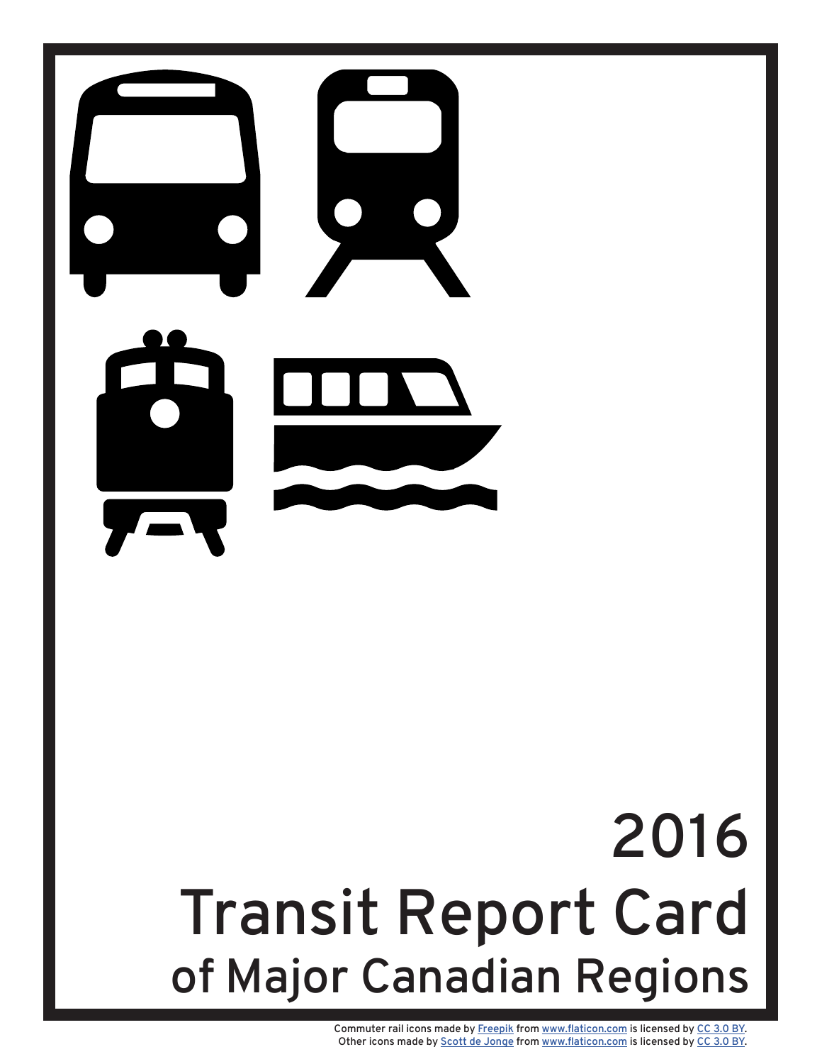# 2016
# Transit Report Card
## of Major Canadian Regions

Commuter rail icons made by [Freepik](http://www.freepik.com) from [www.flaticon.com](http://www.flaticon.com) is licensed by [CC 3.0 BY](http://creativecommons.org/licenses/by/3.0/).
Other icons made by [Scott de Jonge](http://www.flaticon.com/authors/scott-de-jonge) from [www.flaticon.com](http://www.flaticon.com) is licensed by [CC 3.0 BY](http://creativecommons.org/licenses/by/3.0/).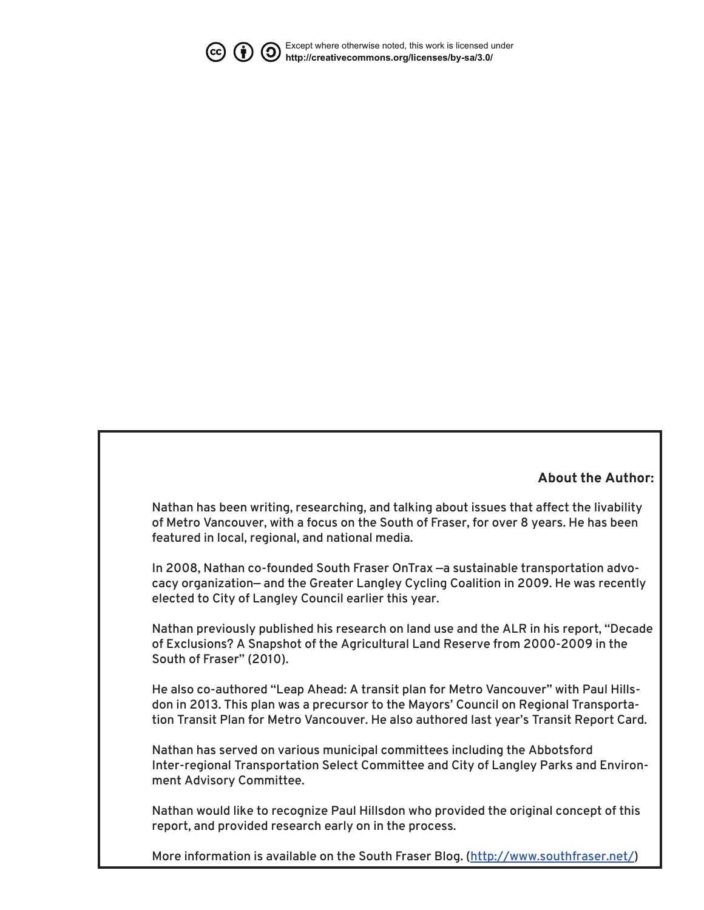Except where otherwise noted, this work is licensed under **http://creativecommons.org/licenses/by-sa/3.0/**

**About the Author:**

Nathan has been writing, researching, and talking about issues that affect the livability of Metro Vancouver, with a focus on the South of Fraser, for over 8 years. He has been featured in local, regional, and national media.

In 2008, Nathan co-founded South Fraser OnTrax —a sustainable transportation advocacy organization— and the Greater Langley Cycling Coalition in 2009. He was recently elected to City of Langley Council earlier this year.

Nathan previously published his research on land use and the ALR in his report, "Decade of Exclusions? A Snapshot of the Agricultural Land Reserve from 2000-2009 in the South of Fraser" (2010).

He also co-authored "Leap Ahead: A transit plan for Metro Vancouver" with Paul Hillsdon in 2013. This plan was a precursor to the Mayors' Council on Regional Transportation Transit Plan for Metro Vancouver. He also authored last year's Transit Report Card.

Nathan has served on various municipal committees including the Abbotsford Inter-regional Transportation Select Committee and City of Langley Parks and Environment Advisory Committee.

Nathan would like to recognize Paul Hillsdon who provided the original concept of this report, and provided research early on in the process.

More information is available on the South Fraser Blog. (http://www.southfraser.net/)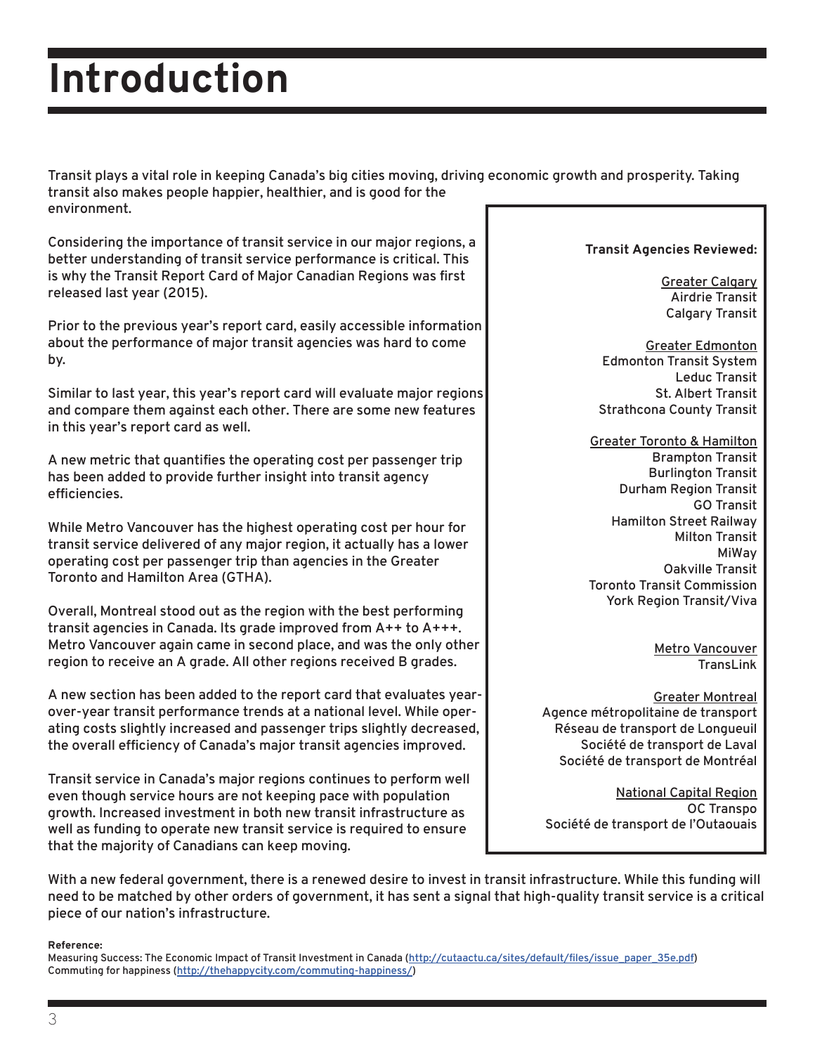# Introduction

Transit plays a vital role in keeping Canada's big cities moving, driving economic growth and prosperity. Taking transit also makes people happier, healthier, and is good for the environment.

Considering the importance of transit service in our major regions, a better understanding of transit service performance is critical. This is why the Transit Report Card of Major Canadian Regions was first released last year (2015).

Prior to the previous year's report card, easily accessible information about the performance of major transit agencies was hard to come by.

Similar to last year, this year's report card will evaluate major regions and compare them against each other. There are some new features in this year's report card as well.

A new metric that quantifies the operating cost per passenger trip has been added to provide further insight into transit agency efficiencies.

While Metro Vancouver has the highest operating cost per hour for transit service delivered of any major region, it actually has a lower operating cost per passenger trip than agencies in the Greater Toronto and Hamilton Area (GTHA).

Overall, Montreal stood out as the region with the best performing transit agencies in Canada. Its grade improved from A++ to A+++. Metro Vancouver again came in second place, and was the only other region to receive an A grade. All other regions received B grades.

A new section has been added to the report card that evaluates year-over-year transit performance trends at a national level. While operating costs slightly increased and passenger trips slightly decreased, the overall efficiency of Canada's major transit agencies improved.

Transit service in Canada's major regions continues to perform well even though service hours are not keeping pace with population growth. Increased investment in both new transit infrastructure as well as funding to operate new transit service is required to ensure that the majority of Canadians can keep moving.

**Transit Agencies Reviewed:**

Greater Calgary
- Airdrie Transit
- Calgary Transit

Greater Edmonton
- Edmonton Transit System
- Leduc Transit
- St. Albert Transit
- Strathcona County Transit

Greater Toronto & Hamilton
- Brampton Transit
- Burlington Transit
- Durham Region Transit
- GO Transit
- Hamilton Street Railway
- Milton Transit
- MiWay
- Oakville Transit
- Toronto Transit Commission
- York Region Transit/Viva

Metro Vancouver
- TransLink

Greater Montreal
- Agence métropolitaine de transport
- Réseau de transport de Longueuil
- Société de transport de Laval
- Société de transport de Montréal

National Capital Region
- OC Transpo
- Société de transport de l'Outaouais

With a new federal government, there is a renewed desire to invest in transit infrastructure. While this funding will need to be matched by other orders of government, it has sent a signal that high-quality transit service is a critical piece of our nation's infrastructure.

**Reference:**

Measuring Success: The Economic Impact of Transit Investment in Canada (http://cutaactu.ca/sites/default/files/issue_paper_35e.pdf)
Commuting for happiness (http://thehappycity.com/commuting-happiness/)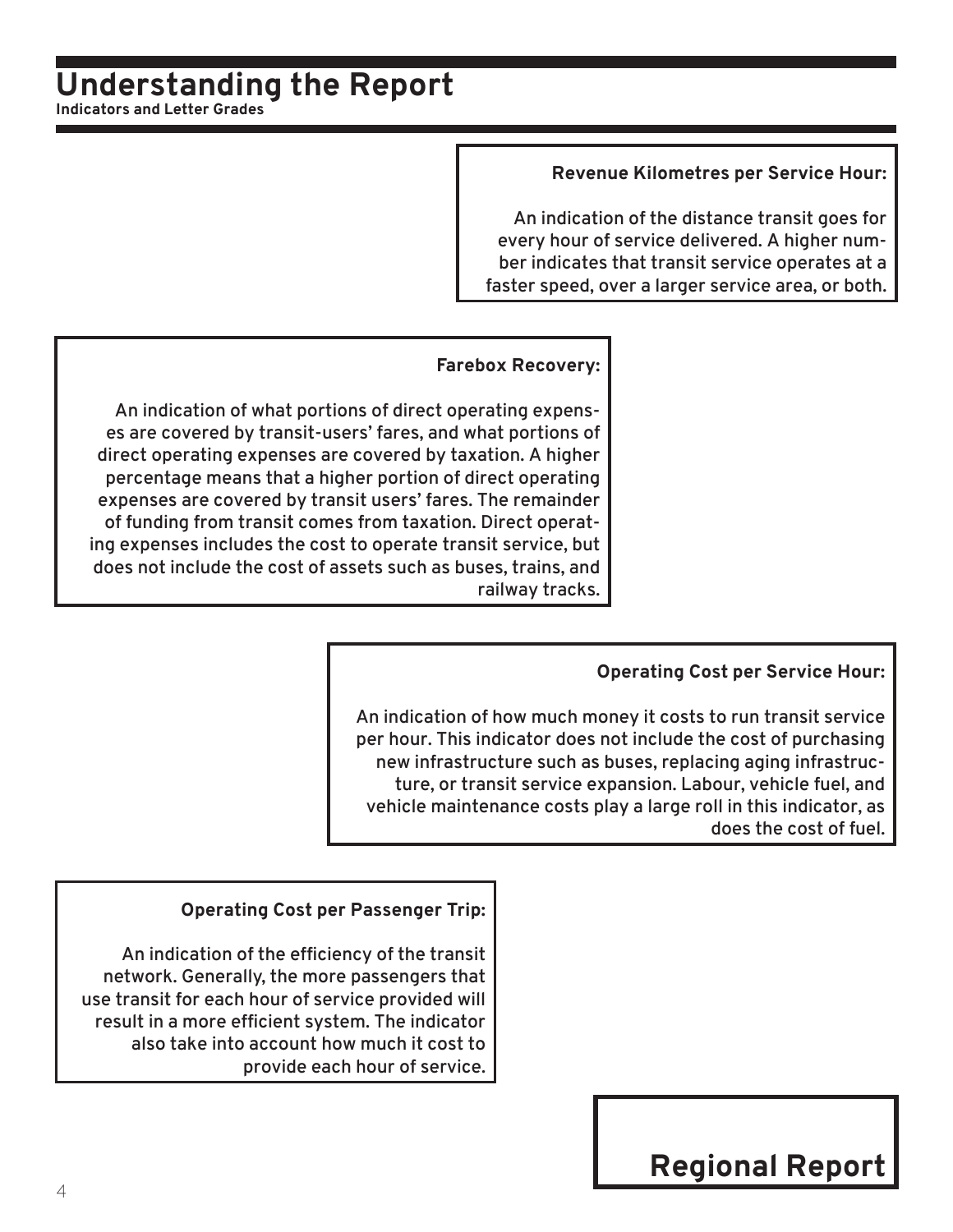# Understanding the Report

**Indicators and Letter Grades**

**Revenue Kilometres per Service Hour:**

An indication of the distance transit goes for every hour of service delivered. A higher number indicates that transit service operates at a faster speed, over a larger service area, or both.

**Farebox Recovery:**

An indication of what portions of direct operating expenses are covered by transit-users' fares, and what portions of direct operating expenses are covered by taxation. A higher percentage means that a higher portion of direct operating expenses are covered by transit users' fares. The remainder of funding from transit comes from taxation. Direct operating expenses includes the cost to operate transit service, but does not include the cost of assets such as buses, trains, and railway tracks.

**Operating Cost per Service Hour:**

An indication of how much money it costs to run transit service per hour. This indicator does not include the cost of purchasing new infrastructure such as buses, replacing aging infrastructure, or transit service expansion. Labour, vehicle fuel, and vehicle maintenance costs play a large roll in this indicator, as does the cost of fuel.

**Operating Cost per Passenger Trip:**

An indication of the efficiency of the transit network. Generally, the more passengers that use transit for each hour of service provided will result in a more efficient system. The indicator also take into account how much it cost to provide each hour of service.

## Regional Report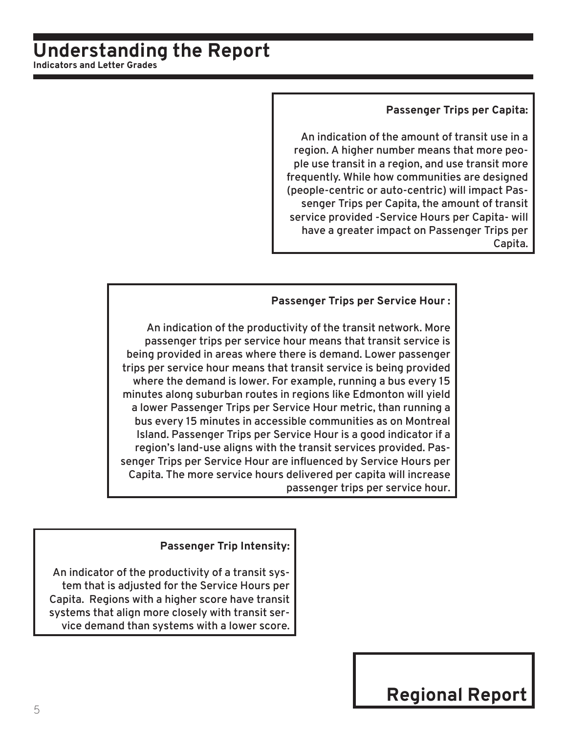# Understanding the Report

**Indicators and Letter Grades**

**Passenger Trips per Capita:**

An indication of the amount of transit use in a region. A higher number means that more people use transit in a region, and use transit more frequently. While how communities are designed (people-centric or auto-centric) will impact Passenger Trips per Capita, the amount of transit service provided -Service Hours per Capita- will have a greater impact on Passenger Trips per Capita.

**Passenger Trips per Service Hour :**

An indication of the productivity of the transit network. More passenger trips per service hour means that transit service is being provided in areas where there is demand. Lower passenger trips per service hour means that transit service is being provided where the demand is lower. For example, running a bus every 15 minutes along suburban routes in regions like Edmonton will yield a lower Passenger Trips per Service Hour metric, than running a bus every 15 minutes in accessible communities as on Montreal Island. Passenger Trips per Service Hour is a good indicator if a region's land-use aligns with the transit services provided. Passenger Trips per Service Hour are influenced by Service Hours per Capita. The more service hours delivered per capita will increase passenger trips per service hour.

**Passenger Trip Intensity:**

An indicator of the productivity of a transit system that is adjusted for the Service Hours per Capita. Regions with a higher score have transit systems that align more closely with transit service demand than systems with a lower score.

## Regional Report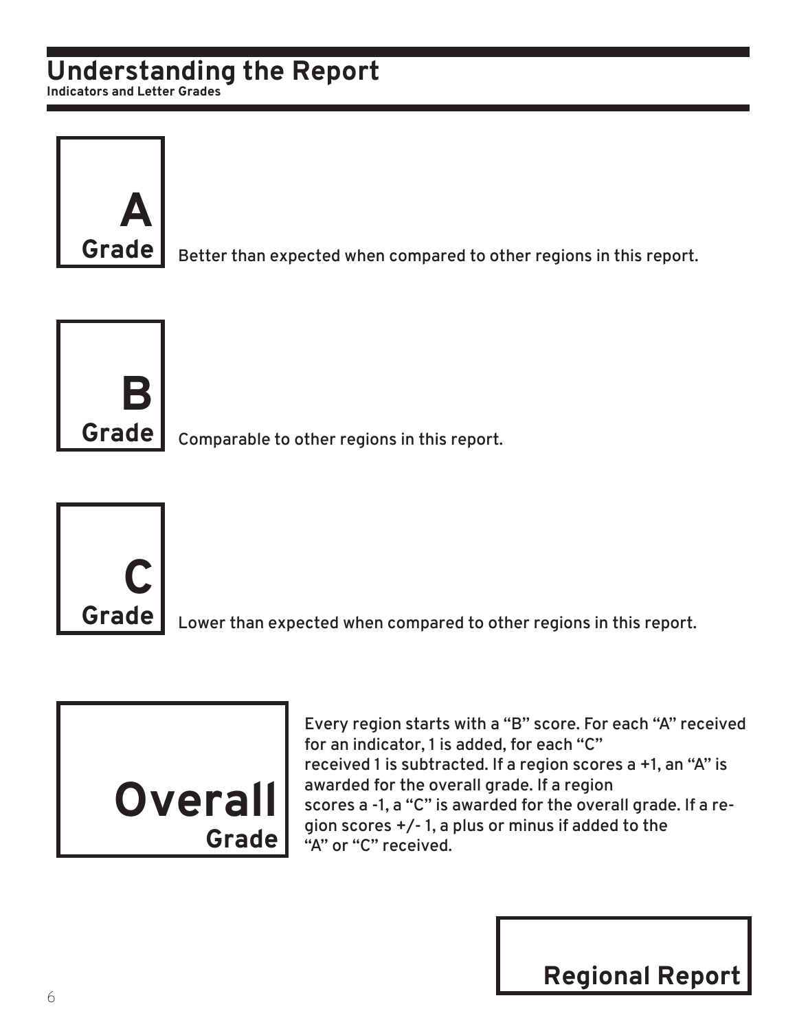# Understanding the Report

**Indicators and Letter Grades**

**A Grade**

Better than expected when compared to other regions in this report.

**B Grade**

Comparable to other regions in this report.

**C Grade**

Lower than expected when compared to other regions in this report.

**Overall Grade**

Every region starts with a "B" score. For each "A" received for an indicator, 1 is added, for each "C" received 1 is subtracted. If a region scores a +1, an "A" is awarded for the overall grade. If a region scores a -1, a "C" is awarded for the overall grade. If a region scores +/- 1, a plus or minus if added to the "A" or "C" received.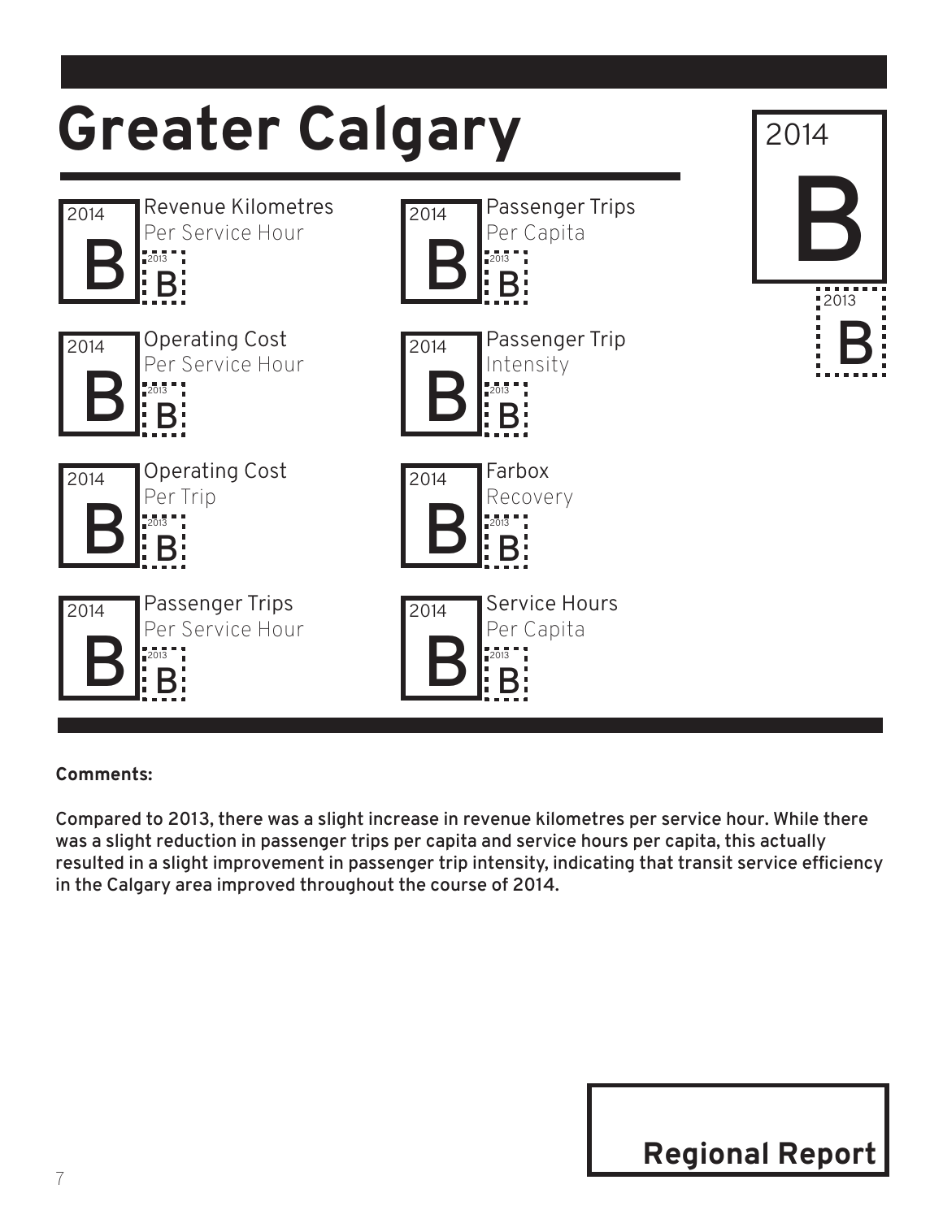# Greater Calgary

| Overall | 2014 | 2013 |
|---|---|---|
| Greater Calgary | B | B |

| Metric | 2014 | 2013 |
|---|---|---|
| Revenue Kilometres Per Service Hour | B | B |
| Operating Cost Per Service Hour | B | B |
| Operating Cost Per Trip | B | B |
| Passenger Trips Per Service Hour | B | B |
| Passenger Trips Per Capita | B | B |
| Passenger Trip Intensity | B | B |
| Farbox Recovery | B | B |
| Service Hours Per Capita | B | B |

**Comments:**

**Compared to 2013, there was a slight increase in revenue kilometres per service hour. While there was a slight reduction in passenger trips per capita and service hours per capita, this actually resulted in a slight improvement in passenger trip intensity, indicating that transit service efficiency in the Calgary area improved throughout the course of 2014.**

**Regional Report**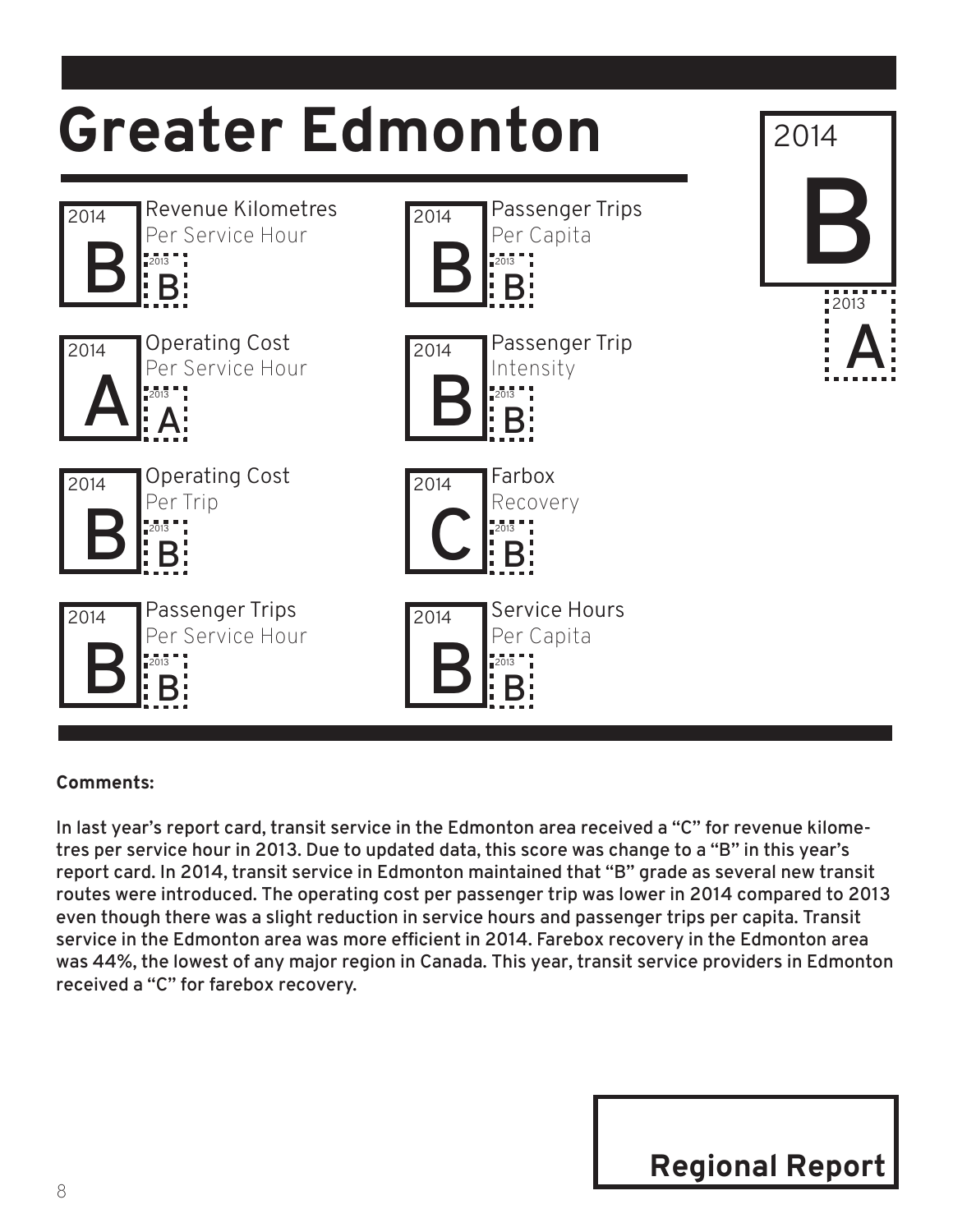# Greater Edmonton

**Overall grade — 2014: B | 2013: A**

| Metric | 2014 | 2013 |
| --- | --- | --- |
| Revenue Kilometres Per Service Hour | B | B |
| Operating Cost Per Service Hour | A | A |
| Operating Cost Per Trip | B | B |
| Passenger Trips Per Service Hour | B | B |
| Passenger Trips Per Capita | B | B |
| Passenger Trip Intensity | B | B |
| Farbox Recovery | C | B |
| Service Hours Per Capita | B | B |

**Comments:**

**In last year's report card, transit service in the Edmonton area received a "C" for revenue kilometres per service hour in 2013. Due to updated data, this score was change to a "B" in this year's report card. In 2014, transit service in Edmonton maintained that "B" grade as several new transit routes were introduced. The operating cost per passenger trip was lower in 2014 compared to 2013 even though there was a slight reduction in service hours and passenger trips per capita. Transit service in the Edmonton area was more efficient in 2014. Farebox recovery in the Edmonton area was 44%, the lowest of any major region in Canada. This year, transit service providers in Edmonton received a "C" for farebox recovery.**

**Regional Report**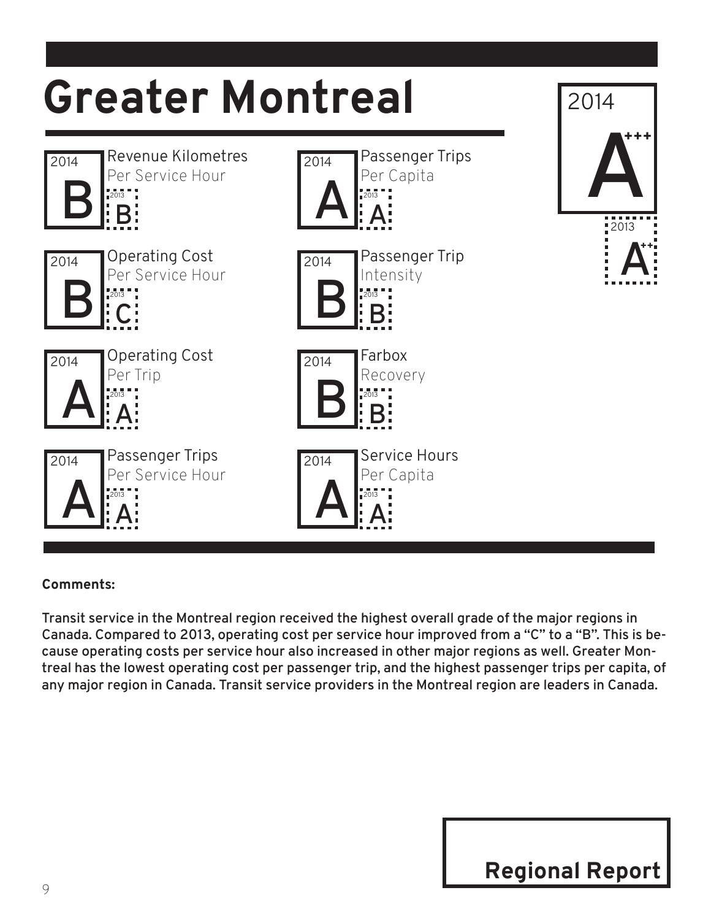# Greater Montreal

**2014 Overall Grade: A+++** (2013: A++)

| Indicator | 2014 | 2013 |
|---|---|---|
| Revenue Kilometres Per Service Hour | B | B |
| Operating Cost Per Service Hour | B | C |
| Operating Cost Per Trip | A | A |
| Passenger Trips Per Service Hour | A | A |
| Passenger Trips Per Capita | A | A |
| Passenger Trip Intensity | B | B |
| Farbox Recovery | B | B |
| Service Hours Per Capita | A | A |

**Comments:**

**Transit service in the Montreal region received the highest overall grade of the major regions in Canada. Compared to 2013, operating cost per service hour improved from a "C" to a "B". This is because operating costs per service hour also increased in other major regions as well. Greater Montreal has the lowest operating cost per passenger trip, and the highest passenger trips per capita, of any major region in Canada. Transit service providers in the Montreal region are leaders in Canada.**

**Regional Report**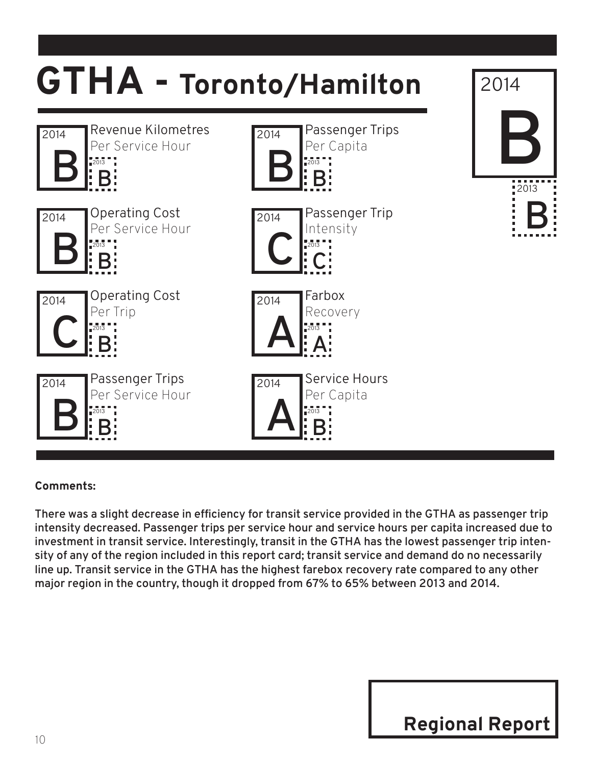# GTHA - Toronto/Hamilton

**Overall Grade — 2014: B | 2013: B**

| Metric | 2014 | 2013 |
|---|---|---|
| Revenue Kilometres Per Service Hour | B | B |
| Operating Cost Per Service Hour | B | B |
| Operating Cost Per Trip | C | B |
| Passenger Trips Per Service Hour | B | B |
| Passenger Trips Per Capita | B | B |
| Passenger Trip Intensity | C | C |
| Farbox Recovery | A | A |
| Service Hours Per Capita | A | B |

**Comments:**

**There was a slight decrease in efficiency for transit service provided in the GTHA as passenger trip intensity decreased. Passenger trips per service hour and service hours per capita increased due to investment in transit service. Interestingly, transit in the GTHA has the lowest passenger trip intensity of any of the region included in this report card; transit service and demand do no necessarily line up. Transit service in the GTHA has the highest farebox recovery rate compared to any other major region in the country, though it dropped from 67% to 65% between 2013 and 2014.**

**Regional Report**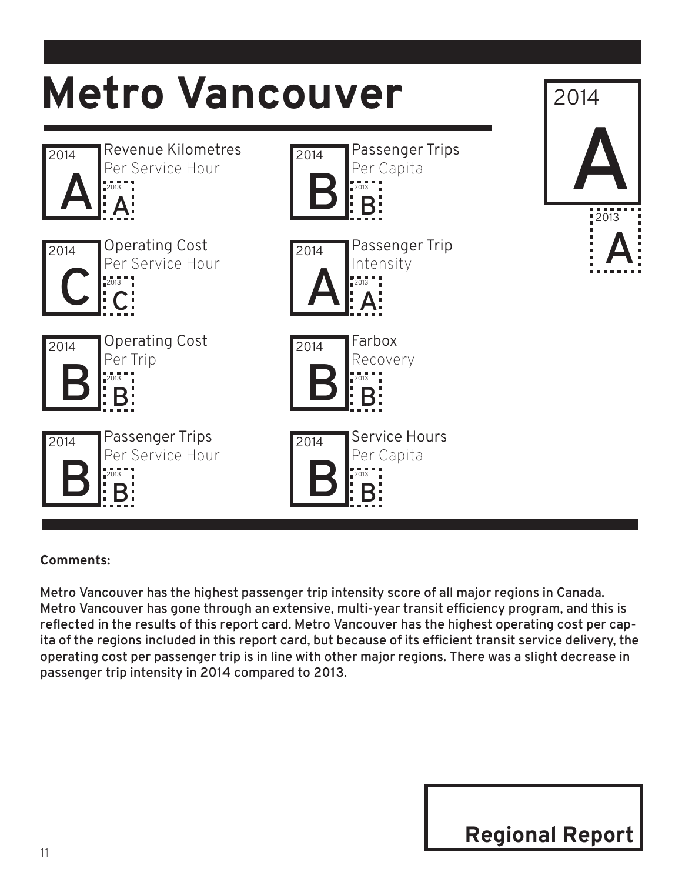# Metro Vancouver

**Overall Grade:** 2014: A | 2013: A

| Metric | 2014 | 2013 |
| --- | --- | --- |
| Revenue Kilometres Per Service Hour | A | A |
| Operating Cost Per Service Hour | C | C |
| Operating Cost Per Trip | B | B |
| Passenger Trips Per Service Hour | B | B |
| Passenger Trips Per Capita | B | B |
| Passenger Trip Intensity | A | A |
| Farbox Recovery | B | B |
| Service Hours Per Capita | B | B |

**Comments:**

**Metro Vancouver has the highest passenger trip intensity score of all major regions in Canada. Metro Vancouver has gone through an extensive, multi-year transit efficiency program, and this is reflected in the results of this report card. Metro Vancouver has the highest operating cost per capita of the regions included in this report card, but because of its efficient transit service delivery, the operating cost per passenger trip is in line with other major regions. There was a slight decrease in passenger trip intensity in 2014 compared to 2013.**

## Regional Report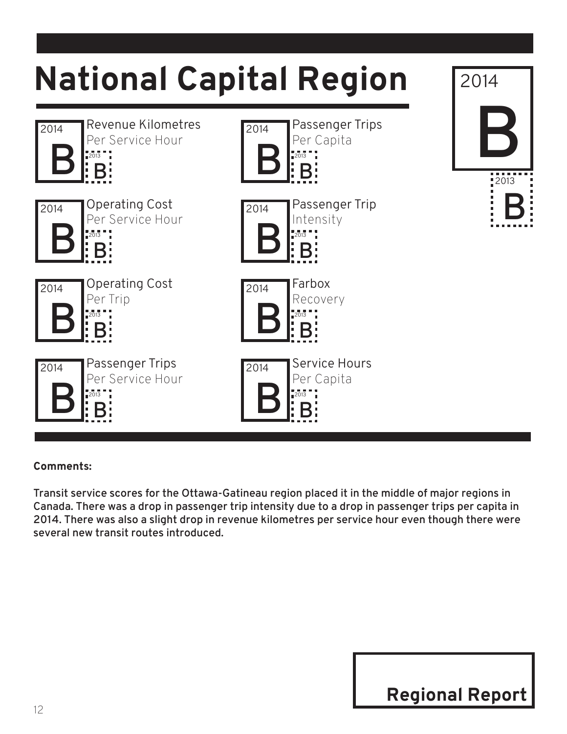# National Capital Region

**Overall grade:** 2014: B | 2013: B

| Measure | 2014 | 2013 |
|---|---|---|
| Revenue Kilometres Per Service Hour | B | B |
| Operating Cost Per Service Hour | B | B |
| Operating Cost Per Trip | B | B |
| Passenger Trips Per Service Hour | B | B |
| Passenger Trips Per Capita | B | B |
| Passenger Trip Intensity | B | B |
| Farbox Recovery | B | B |
| Service Hours Per Capita | B | B |

**Comments:**

**Transit service scores for the Ottawa-Gatineau region placed it in the middle of major regions in Canada. There was a drop in passenger trip intensity due to a drop in passenger trips per capita in 2014. There was also a slight drop in revenue kilometres per service hour even though there were several new transit routes introduced.**

**Regional Report**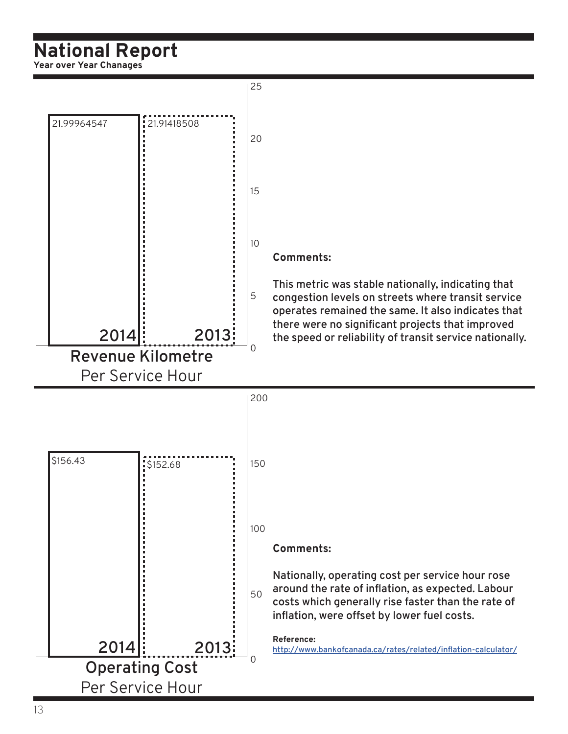# National Report

**Year over Year Chanages**

| | 2014 | 2013 |
|---|---|---|
| **Revenue Kilometre** Per Service Hour | 21.99964547 | 21.91418508 |

**Comments:**

This metric was stable nationally, indicating that congestion levels on streets where transit service operates remained the same. It also indicates that there were no significant projects that improved the speed or reliability of transit service nationally.

| | 2014 | 2013 |
|---|---|---|
| **Operating Cost** Per Service Hour | $156.43 | $152.68 |

**Comments:**

Nationally, operating cost per service hour rose around the rate of inflation, as expected. Labour costs which generally rise faster than the rate of inflation, were offset by lower fuel costs.

**Reference:**
http://www.bankofcanada.ca/rates/related/inflation-calculator/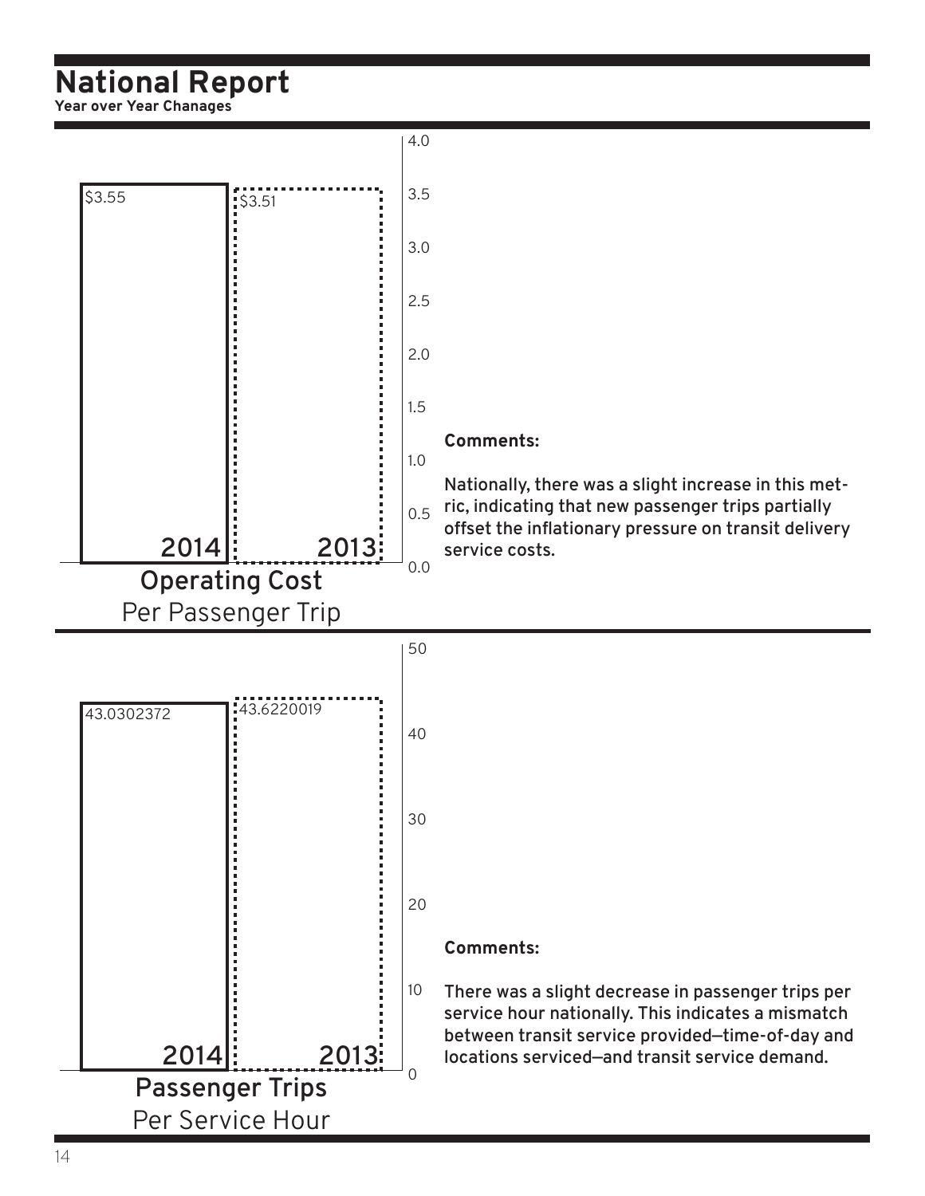# National Report

**Year over Year Chanages**

## Operating Cost Per Passenger Trip

| Year | Operating Cost Per Passenger Trip |
| --- | --- |
| 2014 | $3.55 |
| 2013 | $3.51 |

**Comments:**

Nationally, there was a slight increase in this metric, indicating that new passenger trips partially offset the inflationary pressure on transit delivery service costs.

## Passenger Trips Per Service Hour

| Year | Passenger Trips Per Service Hour |
| --- | --- |
| 2014 | 43.0302372 |
| 2013 | 43.6220019 |

**Comments:**

There was a slight decrease in passenger trips per service hour nationally. This indicates a mismatch between transit service provided—time-of-day and locations serviced—and transit service demand.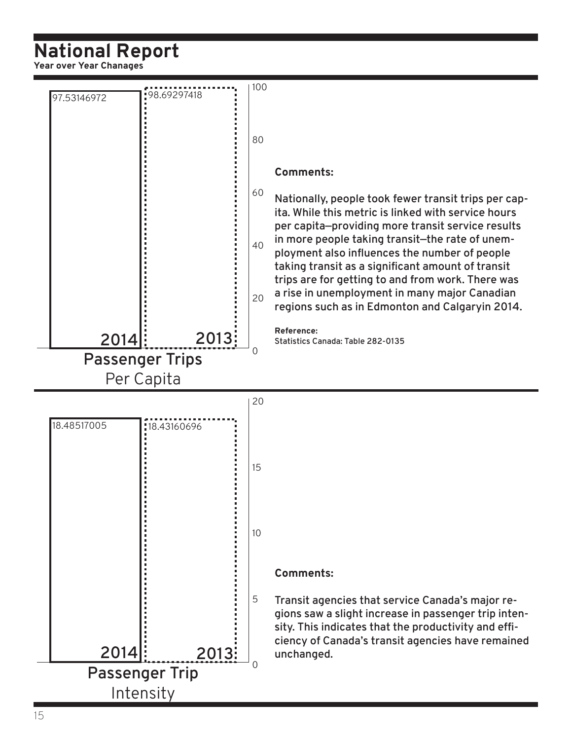# National Report

**Year over Year Chanages**

## Passenger Trips Per Capita

| Year | Value |
| --- | --- |
| 2014 | 97.53146972 |
| 2013 | 98.69297418 |

**Comments:**

Nationally, people took fewer transit trips per capita. While this metric is linked with service hours per capita—providing more transit service results in more people taking transit—the rate of unemployment also influences the number of people taking transit as a significant amount of transit trips are for getting to and from work. There was a rise in unemployment in many major Canadian regions such as in Edmonton and Calgaryin 2014.

**Reference:**
Statistics Canada: Table 282-0135

## Passenger Trip Intensity

| Year | Value |
| --- | --- |
| 2014 | 18.48517005 |
| 2013 | 18.43160696 |

**Comments:**

Transit agencies that service Canada's major regions saw a slight increase in passenger trip intensity. This indicates that the productivity and efficiency of Canada's transit agencies have remained unchanged.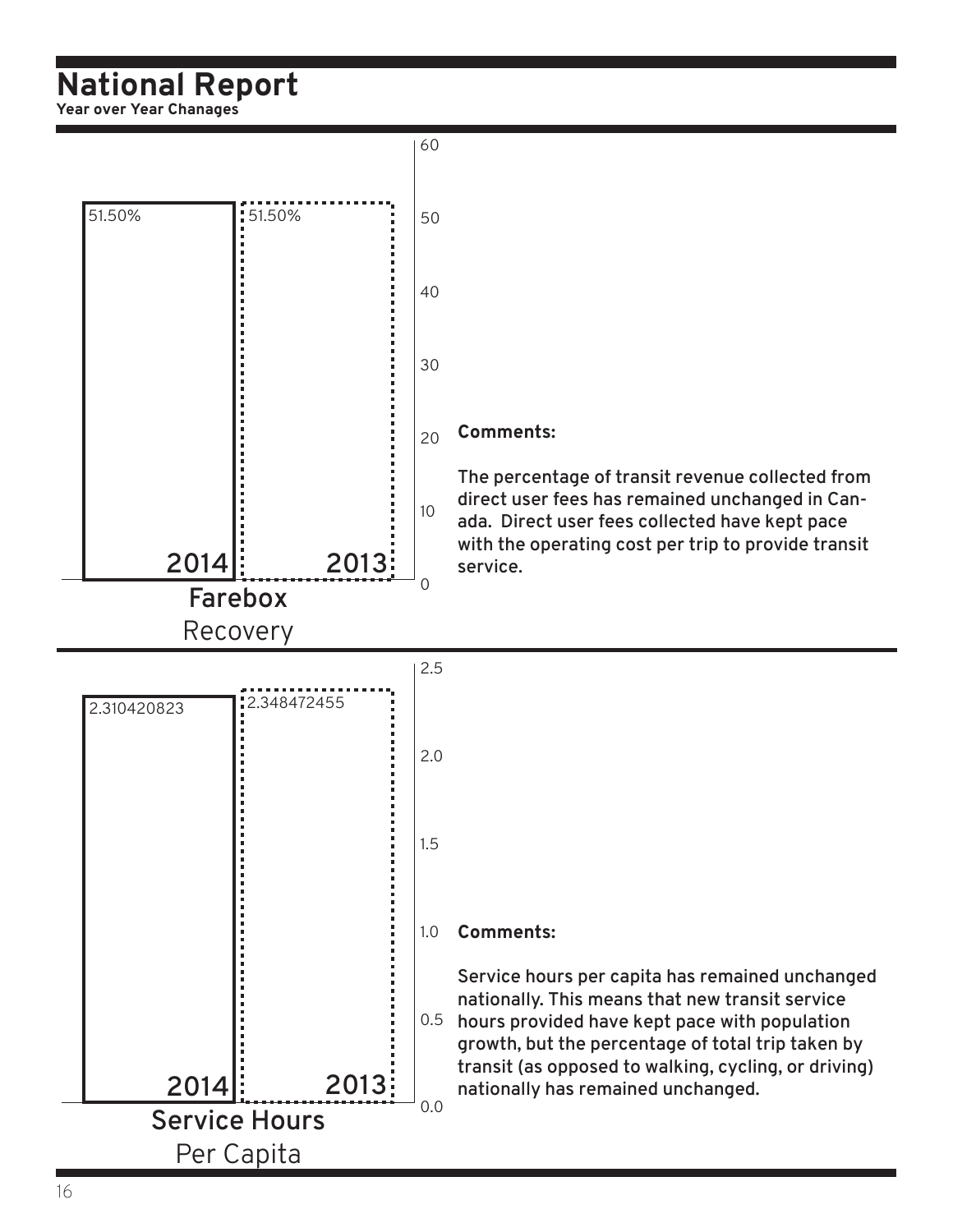# National Report

**Year over Year Chanages**

| | 2014 | 2013 |
|---|---|---|
| **Farebox** Recovery | 51.50% | 51.50% |

**Comments:**

The percentage of transit revenue collected from direct user fees has remained unchanged in Canada. Direct user fees collected have kept pace with the operating cost per trip to provide transit service.

| | 2014 | 2013 |
|---|---|---|
| **Service Hours** Per Capita | 2.310420823 | 2.348472455 |

**Comments:**

Service hours per capita has remained unchanged nationally. This means that new transit service hours provided have kept pace with population growth, but the percentage of total trip taken by transit (as opposed to walking, cycling, or driving) nationally has remained unchanged.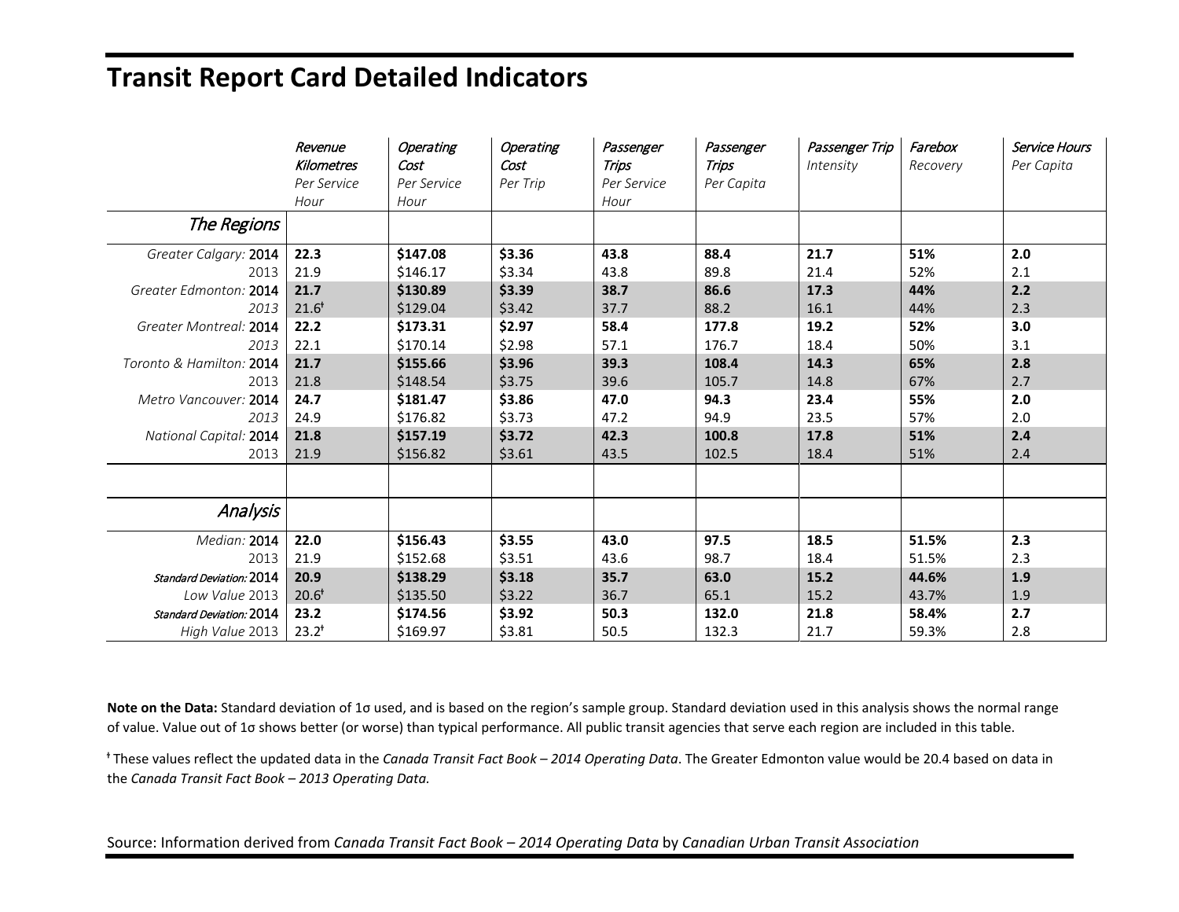# Transit Report Card Detailed Indicators

| | *Revenue Kilometres* Per Service Hour | *Operating Cost* Per Service Hour | *Operating Cost* Per Trip | *Passenger Trips* Per Service Hour | *Passenger Trips* Per Capita | *Passenger Trip* Intensity | *Farebox* Recovery | *Service Hours* Per Capita |
|---|---|---|---|---|---|---|---|---|
| ***The Regions*** | | | | | | | | |
| *Greater Calgary:* 2014 | **22.3** | **$147.08** | **$3.36** | **43.8** | **88.4** | **21.7** | **51%** | **2.0** |
| 2013 | 21.9 | $146.17 | $3.34 | 43.8 | 89.8 | 21.4 | 52% | 2.1 |
| *Greater Edmonton:* 2014 | **21.7** | **$130.89** | **$3.39** | **38.7** | **86.6** | **17.3** | **44%** | **2.2** |
| *2013* | 21.6ǂ | $129.04 | $3.42 | 37.7 | 88.2 | 16.1 | 44% | 2.3 |
| *Greater Montreal:* 2014 | **22.2** | **$173.31** | **$2.97** | **58.4** | **177.8** | **19.2** | **52%** | **3.0** |
| *2013* | 22.1 | $170.14 | $2.98 | 57.1 | 176.7 | 18.4 | 50% | 3.1 |
| *Toronto & Hamilton:* 2014 | **21.7** | **$155.66** | **$3.96** | **39.3** | **108.4** | **14.3** | **65%** | **2.8** |
| 2013 | 21.8 | $148.54 | $3.75 | 39.6 | 105.7 | 14.8 | 67% | 2.7 |
| *Metro Vancouver:* 2014 | **24.7** | **$181.47** | **$3.86** | **47.0** | **94.3** | **23.4** | **55%** | **2.0** |
| *2013* | 24.9 | $176.82 | $3.73 | 47.2 | 94.9 | 23.5 | 57% | 2.0 |
| *National Capital:* 2014 | **21.8** | **$157.19** | **$3.72** | **42.3** | **100.8** | **17.8** | **51%** | **2.4** |
| 2013 | 21.9 | $156.82 | $3.61 | 43.5 | 102.5 | 18.4 | 51% | 2.4 |
| | | | | | | | | |
| ***Analysis*** | | | | | | | | |
| *Median:* 2014 | **22.0** | **$156.43** | **$3.55** | **43.0** | **97.5** | **18.5** | **51.5%** | **2.3** |
| 2013 | 21.9 | $152.68 | $3.51 | 43.6 | 98.7 | 18.4 | 51.5% | 2.3 |
| *Standard Deviation:* 2014 | **20.9** | **$138.29** | **$3.18** | **35.7** | **63.0** | **15.2** | **44.6%** | **1.9** |
| *Low Value* 2013 | 20.6ǂ | $135.50 | $3.22 | 36.7 | 65.1 | 15.2 | 43.7% | 1.9 |
| *Standard Deviation:* 2014 | **23.2** | **$174.56** | **$3.92** | **50.3** | **132.0** | **21.8** | **58.4%** | **2.7** |
| *High Value* 2013 | 23.2ǂ | $169.97 | $3.81 | 50.5 | 132.3 | 21.7 | 59.3% | 2.8 |

**Note on the Data:** Standard deviation of 1σ used, and is based on the region's sample group. Standard deviation used in this analysis shows the normal range of value. Value out of 1σ shows better (or worse) than typical performance. All public transit agencies that serve each region are included in this table.

ǂ These values reflect the updated data in the *Canada Transit Fact Book – 2014 Operating Data*. The Greater Edmonton value would be 20.4 based on data in the *Canada Transit Fact Book – 2013 Operating Data.*

Source: Information derived from *Canada Transit Fact Book – 2014 Operating Data* by *Canadian Urban Transit Association*